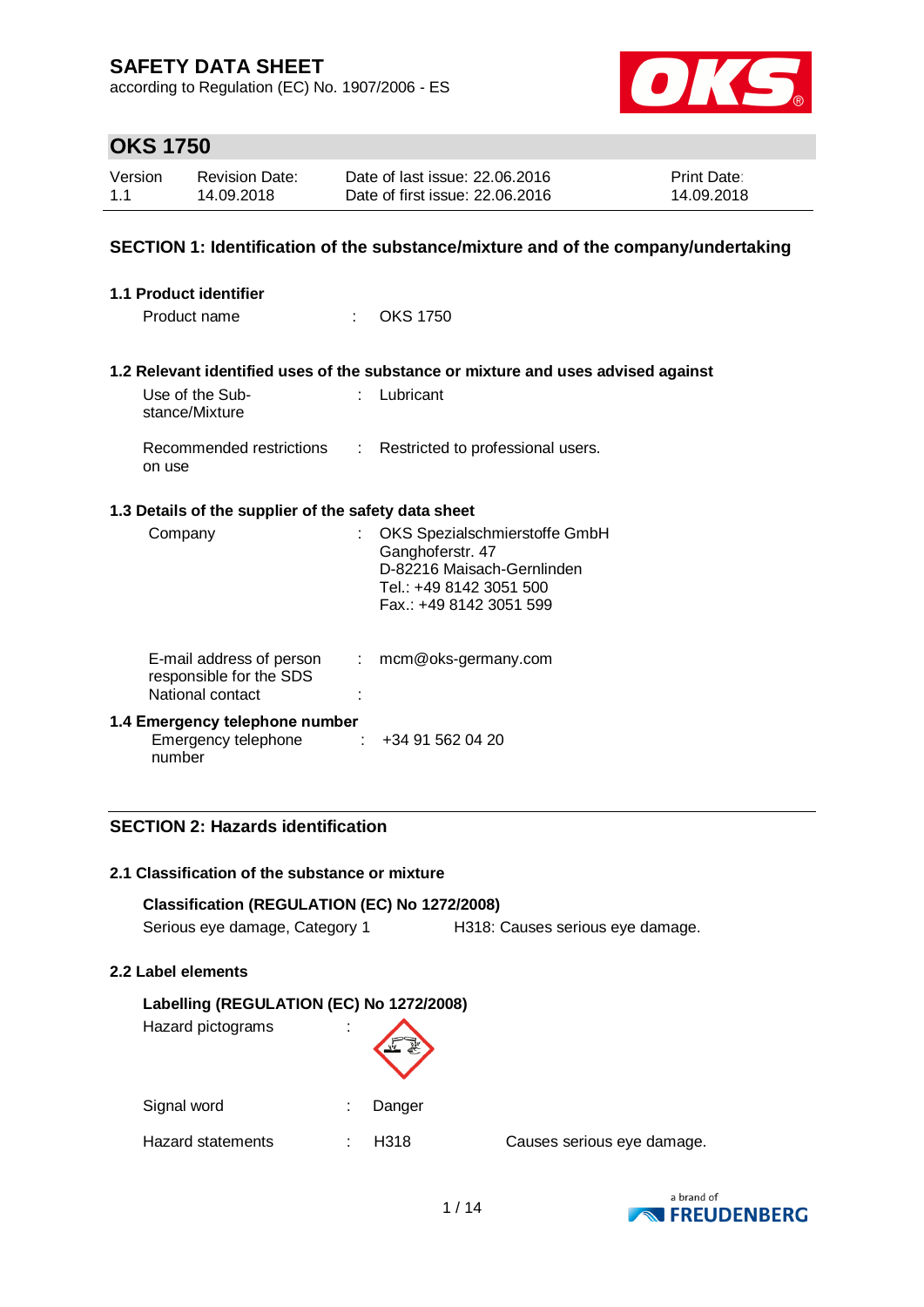# SAFETY DATA SHEET

according to Regulation (EC) No. 1907/2006 - ES

## OKS 1750

| Version | Revision Date: | Date of last issue: 22.06.2016 | Print Date: |
|---|---|---|---|
| 1.1 | 14.09.2018 | Date of first issue: 22.06.2016 | 14.09.2018 |

## SECTION 1: Identification of the substance/mixture and of the company/undertaking

### 1.1 Product identifier

Product name : OKS 1750

### 1.2 Relevant identified uses of the substance or mixture and uses advised against

Use of the Substance/Mixture : Lubricant

Recommended restrictions on use : Restricted to professional users.

### 1.3 Details of the supplier of the safety data sheet

Company : OKS Spezialschmierstoffe GmbH
Ganghoferstr. 47
D-82216 Maisach-Gernlinden
Tel.: +49 8142 3051 500
Fax.: +49 8142 3051 599

E-mail address of person responsible for the SDS : mcm@oks-germany.com

National contact :

### 1.4 Emergency telephone number

Emergency telephone number : +34 91 562 04 20

## SECTION 2: Hazards identification

### 2.1 Classification of the substance or mixture

**Classification (REGULATION (EC) No 1272/2008)**

Serious eye damage, Category 1 — H318: Causes serious eye damage.

### 2.2 Label elements

**Labelling (REGULATION (EC) No 1272/2008)**

Hazard pictograms :

Signal word : Danger

Hazard statements : H318 Causes serious eye damage.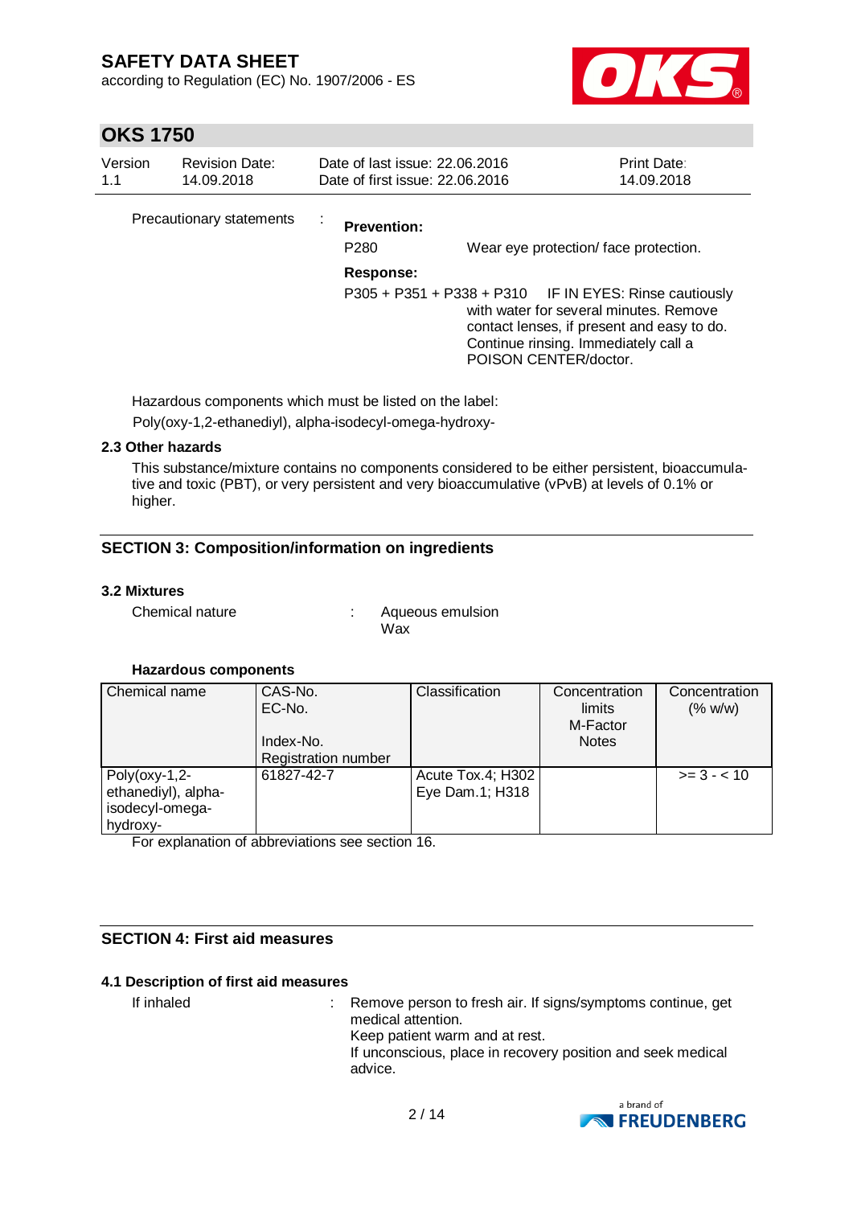Precautionary statements : **Prevention:**

P280 Wear eye protection/ face protection.

**Response:**

P305 + P351 + P338 + P310 IF IN EYES: Rinse cautiously with water for several minutes. Remove contact lenses, if present and easy to do. Continue rinsing. Immediately call a POISON CENTER/doctor.

Hazardous components which must be listed on the label:
Poly(oxy-1,2-ethanediyl), alpha-isodecyl-omega-hydroxy-

### 2.3 Other hazards

This substance/mixture contains no components considered to be either persistent, bioaccumulative and toxic (PBT), or very persistent and very bioaccumulative (vPvB) at levels of 0.1% or higher.

## SECTION 3: Composition/information on ingredients

### 3.2 Mixtures

Chemical nature : Aqueous emulsion
Wax

**Hazardous components**

| Chemical name | CAS-No.<br>EC-No.<br><br>Index-No.<br>Registration number | Classification | Concentration limits<br>M-Factor<br>Notes | Concentration (% w/w) |
|---|---|---|---|---|
| Poly(oxy-1,2-ethanediyl), alpha-isodecyl-omega-hydroxy- | 61827-42-7 | Acute Tox.4; H302<br>Eye Dam.1; H318 | | >= 3 - < 10 |

For explanation of abbreviations see section 16.

## SECTION 4: First aid measures

### 4.1 Description of first aid measures

If inhaled : Remove person to fresh air. If signs/symptoms continue, get medical attention.
Keep patient warm and at rest.
If unconscious, place in recovery position and seek medical advice.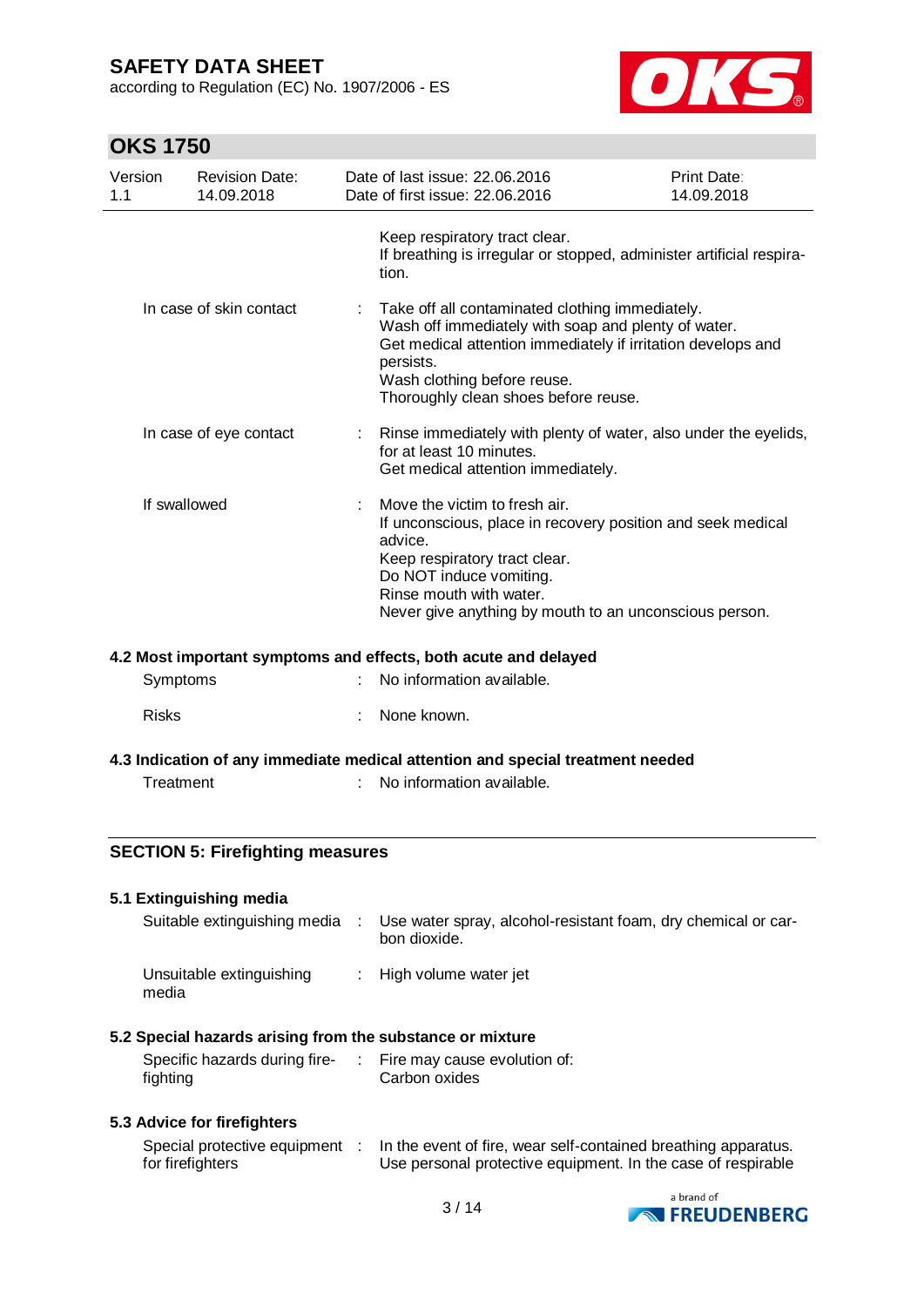Keep respiratory tract clear.
If breathing is irregular or stopped, administer artificial respiration.

| | | |
|---|---|---|
| In case of skin contact | : | Take off all contaminated clothing immediately.<br>Wash off immediately with soap and plenty of water.<br>Get medical attention immediately if irritation develops and persists.<br>Wash clothing before reuse.<br>Thoroughly clean shoes before reuse. |
| In case of eye contact | : | Rinse immediately with plenty of water, also under the eyelids, for at least 10 minutes.<br>Get medical attention immediately. |
| If swallowed | : | Move the victim to fresh air.<br>If unconscious, place in recovery position and seek medical advice.<br>Keep respiratory tract clear.<br>Do NOT induce vomiting.<br>Rinse mouth with water.<br>Never give anything by mouth to an unconscious person. |

### 4.2 Most important symptoms and effects, both acute and delayed

| | | |
|---|---|---|
| Symptoms | : | No information available. |
| Risks | : | None known. |

### 4.3 Indication of any immediate medical attention and special treatment needed

| | | |
|---|---|---|
| Treatment | : | No information available. |

## SECTION 5: Firefighting measures

### 5.1 Extinguishing media

| | | |
|---|---|---|
| Suitable extinguishing media | : | Use water spray, alcohol-resistant foam, dry chemical or carbon dioxide. |
| Unsuitable extinguishing media | : | High volume water jet |

### 5.2 Special hazards arising from the substance or mixture

| | | |
|---|---|---|
| Specific hazards during firefighting | : | Fire may cause evolution of:<br>Carbon oxides |

### 5.3 Advice for firefighters

| | | |
|---|---|---|
| Special protective equipment for firefighters | : | In the event of fire, wear self-contained breathing apparatus.<br>Use personal protective equipment. In the case of respirable |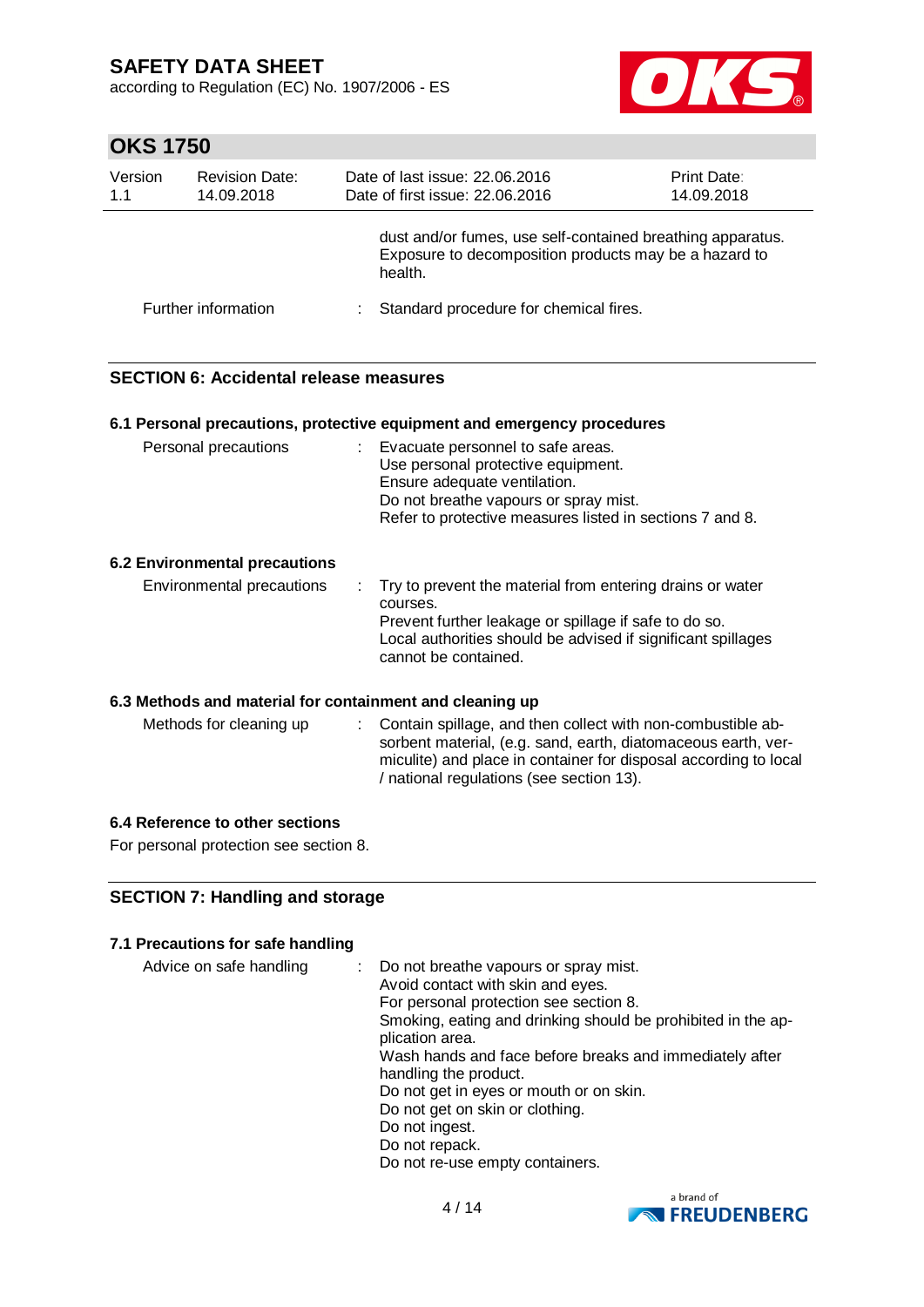dust and/or fumes, use self-contained breathing apparatus. Exposure to decomposition products may be a hazard to health.

Further information : Standard procedure for chemical fires.

## SECTION 6: Accidental release measures

### 6.1 Personal precautions, protective equipment and emergency procedures

Personal precautions : Evacuate personnel to safe areas.
Use personal protective equipment.
Ensure adequate ventilation.
Do not breathe vapours or spray mist.
Refer to protective measures listed in sections 7 and 8.

### 6.2 Environmental precautions

Environmental precautions : Try to prevent the material from entering drains or water courses.
Prevent further leakage or spillage if safe to do so.
Local authorities should be advised if significant spillages cannot be contained.

### 6.3 Methods and material for containment and cleaning up

Methods for cleaning up : Contain spillage, and then collect with non-combustible absorbent material, (e.g. sand, earth, diatomaceous earth, vermiculite) and place in container for disposal according to local / national regulations (see section 13).

### 6.4 Reference to other sections

For personal protection see section 8.

## SECTION 7: Handling and storage

### 7.1 Precautions for safe handling

Advice on safe handling : Do not breathe vapours or spray mist.
Avoid contact with skin and eyes.
For personal protection see section 8.
Smoking, eating and drinking should be prohibited in the application area.
Wash hands and face before breaks and immediately after handling the product.
Do not get in eyes or mouth or on skin.
Do not get on skin or clothing.
Do not ingest.
Do not repack.
Do not re-use empty containers.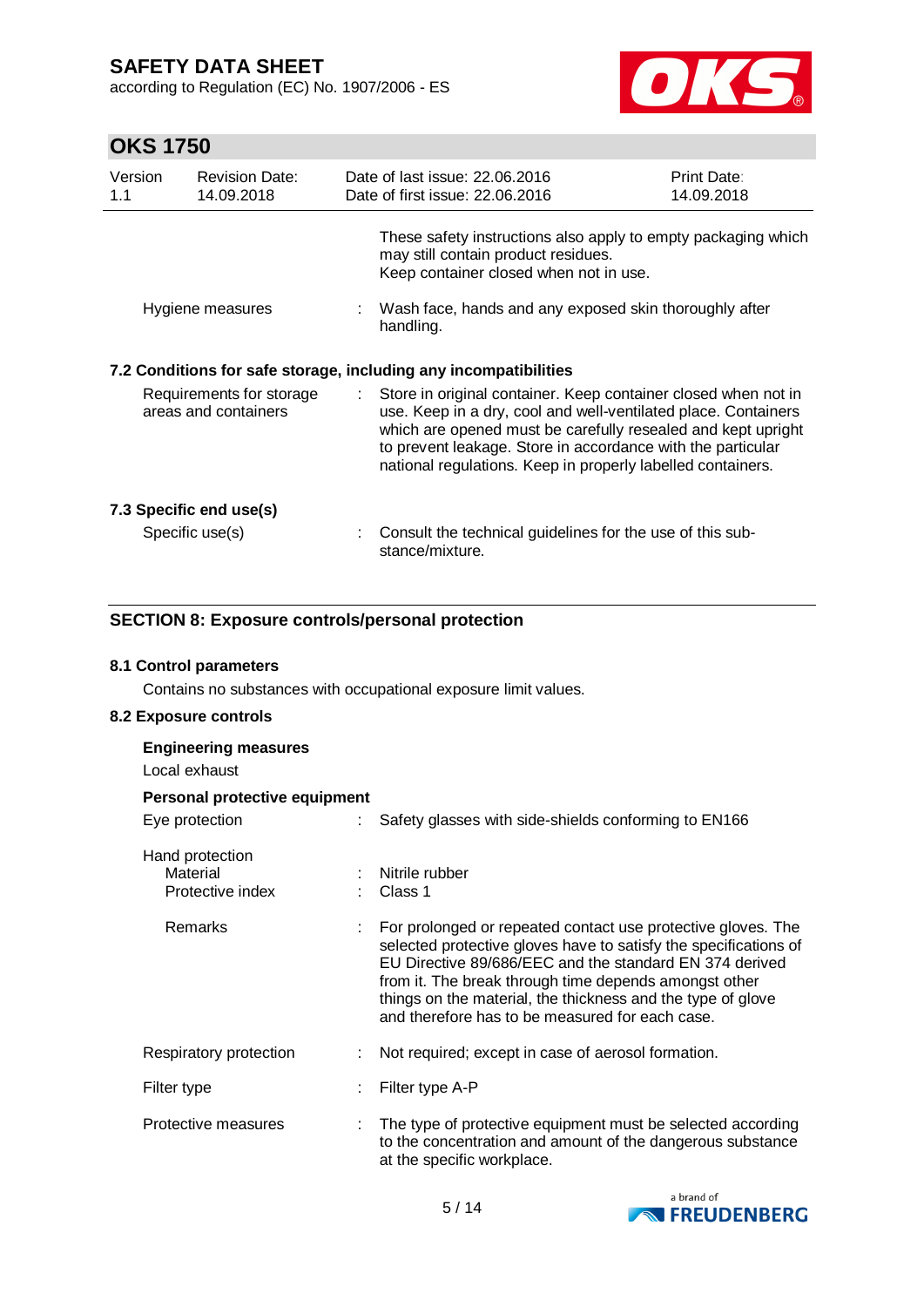These safety instructions also apply to empty packaging which may still contain product residues.
Keep container closed when not in use.

| | |
|---|---|
| Hygiene measures | : Wash face, hands and any exposed skin thoroughly after handling. |

### 7.2 Conditions for safe storage, including any incompatibilities

| | |
|---|---|
| Requirements for storage areas and containers | : Store in original container. Keep container closed when not in use. Keep in a dry, cool and well-ventilated place. Containers which are opened must be carefully resealed and kept upright to prevent leakage. Store in accordance with the particular national regulations. Keep in properly labelled containers. |

### 7.3 Specific end use(s)

| | |
|---|---|
| Specific use(s) | : Consult the technical guidelines for the use of this substance/mixture. |

## SECTION 8: Exposure controls/personal protection

### 8.1 Control parameters

Contains no substances with occupational exposure limit values.

### 8.2 Exposure controls

**Engineering measures**

Local exhaust

**Personal protective equipment**

| | |
|---|---|
| Eye protection | : Safety glasses with side-shields conforming to EN166 |
| Hand protection | |
| Material | : Nitrile rubber |
| Protective index | : Class 1 |
| Remarks | : For prolonged or repeated contact use protective gloves. The selected protective gloves have to satisfy the specifications of EU Directive 89/686/EEC and the standard EN 374 derived from it. The break through time depends amongst other things on the material, the thickness and the type of glove and therefore has to be measured for each case. |
| Respiratory protection | : Not required; except in case of aerosol formation. |
| Filter type | : Filter type A-P |
| Protective measures | : The type of protective equipment must be selected according to the concentration and amount of the dangerous substance at the specific workplace. |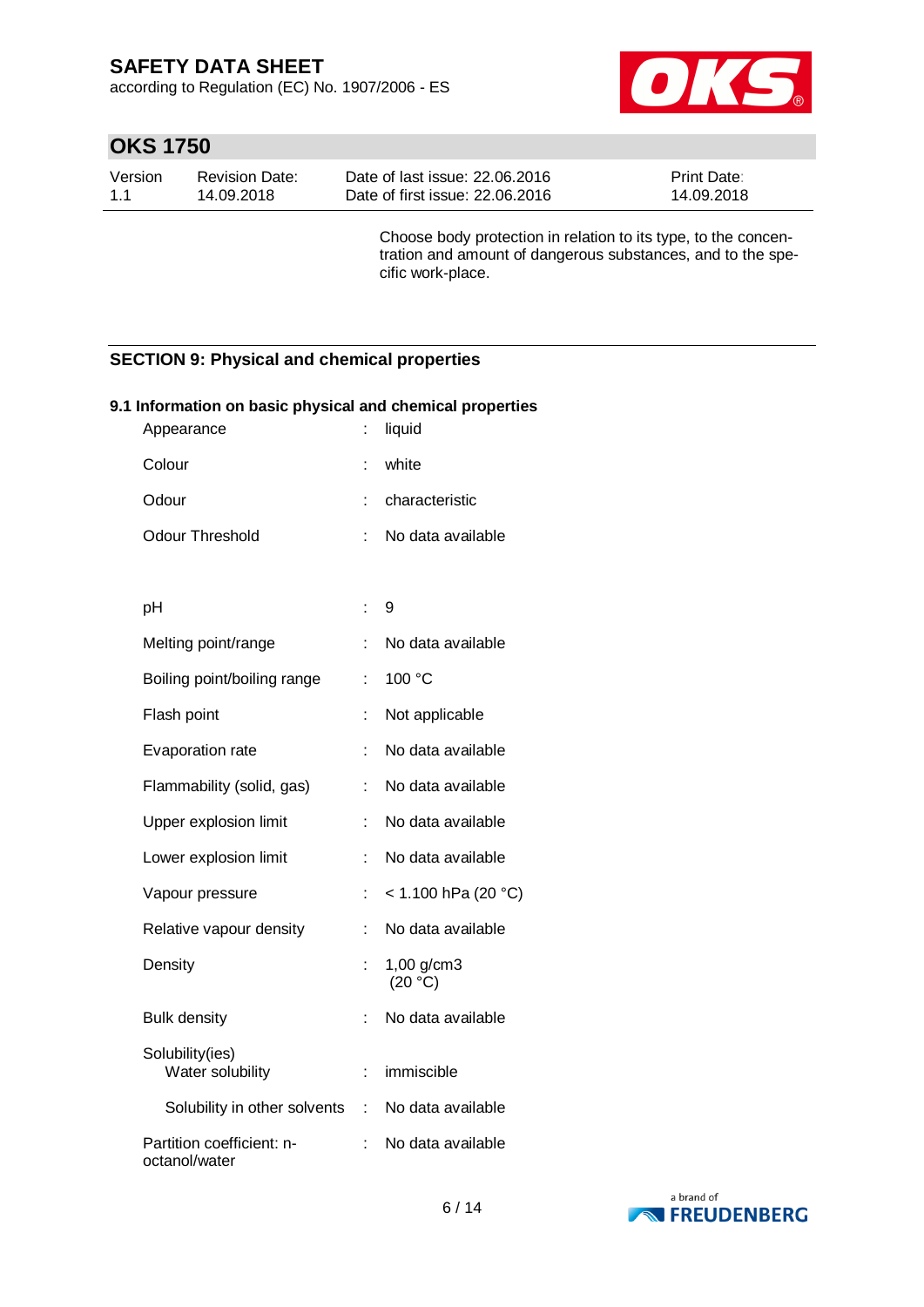Choose body protection in relation to its type, to the concentration and amount of dangerous substances, and to the specific work-place.

## SECTION 9: Physical and chemical properties

### 9.1 Information on basic physical and chemical properties

| | | |
|---|---|---|
| Appearance | : | liquid |
| Colour | : | white |
| Odour | : | characteristic |
| Odour Threshold | : | No data available |
| pH | : | 9 |
| Melting point/range | : | No data available |
| Boiling point/boiling range | : | 100 °C |
| Flash point | : | Not applicable |
| Evaporation rate | : | No data available |
| Flammability (solid, gas) | : | No data available |
| Upper explosion limit | : | No data available |
| Lower explosion limit | : | No data available |
| Vapour pressure | : | < 1.100 hPa (20 °C) |
| Relative vapour density | : | No data available |
| Density | : | 1,00 g/cm3 (20 °C) |
| Bulk density | : | No data available |
| Solubility(ies) Water solubility | : | immiscible |
| Solubility in other solvents | : | No data available |
| Partition coefficient: n-octanol/water | : | No data available |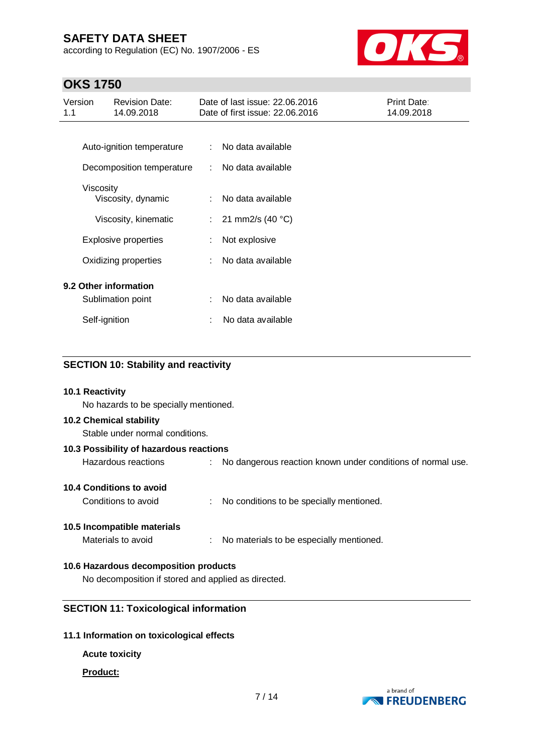| | | |
|---|---|---|
| Auto-ignition temperature | : | No data available |
| Decomposition temperature | : | No data available |
| Viscosity | | |
| Viscosity, dynamic | : | No data available |
| Viscosity, kinematic | : | 21 mm2/s (40 °C) |
| Explosive properties | : | Not explosive |
| Oxidizing properties | : | No data available |

**9.2 Other information**

| | | |
|---|---|---|
| Sublimation point | : | No data available |
| Self-ignition | : | No data available |

## SECTION 10: Stability and reactivity

**10.1 Reactivity**

No hazards to be specially mentioned.

**10.2 Chemical stability**

Stable under normal conditions.

**10.3 Possibility of hazardous reactions**

Hazardous reactions : No dangerous reaction known under conditions of normal use.

**10.4 Conditions to avoid**

Conditions to avoid : No conditions to be specially mentioned.

**10.5 Incompatible materials**

Materials to avoid : No materials to be especially mentioned.

**10.6 Hazardous decomposition products**

No decomposition if stored and applied as directed.

## SECTION 11: Toxicological information

**11.1 Information on toxicological effects**

**Acute toxicity**

**Product:**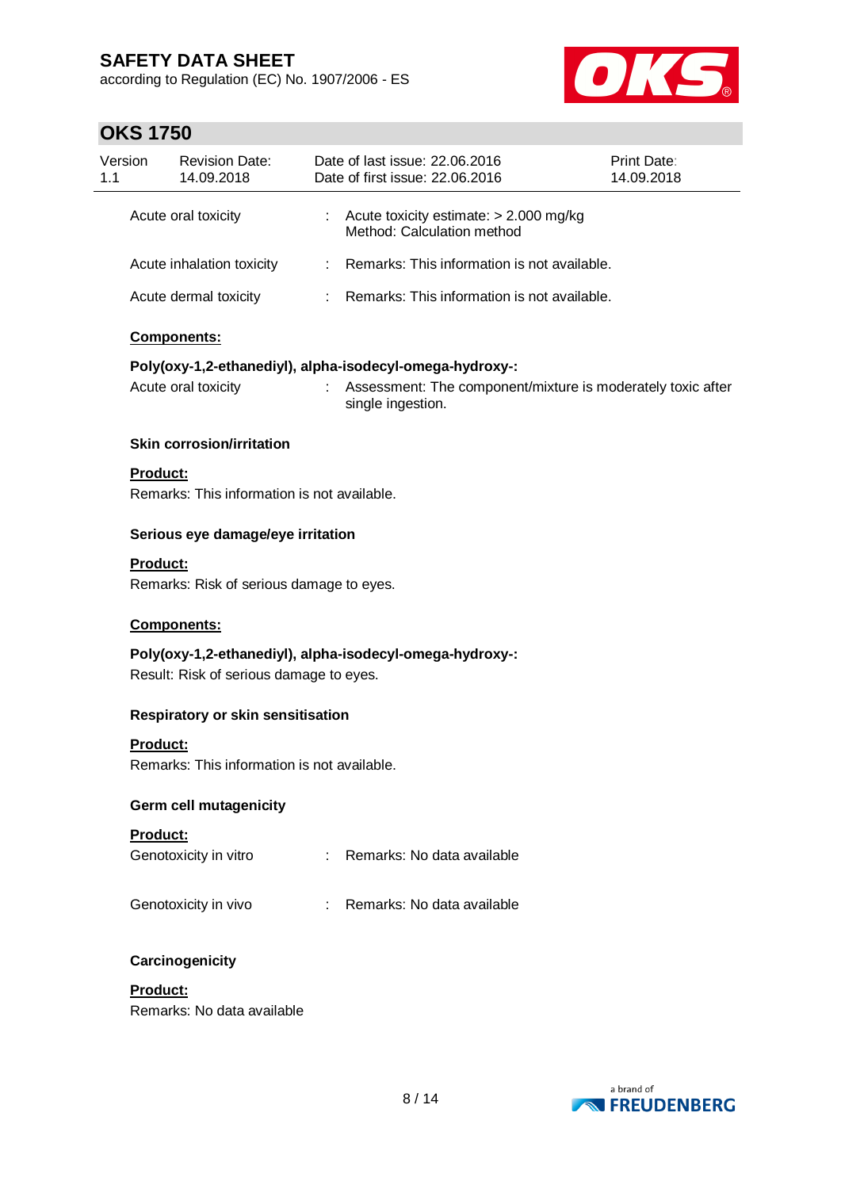| | | |
|---|---|---|
| Acute oral toxicity | : | Acute toxicity estimate: > 2.000 mg/kg<br>Method: Calculation method |
| Acute inhalation toxicity | : | Remarks: This information is not available. |
| Acute dermal toxicity | : | Remarks: This information is not available. |

**Components:**

**Poly(oxy-1,2-ethanediyl), alpha-isodecyl-omega-hydroxy-:**

| | | |
|---|---|---|
| Acute oral toxicity | : | Assessment: The component/mixture is moderately toxic after single ingestion. |

### Skin corrosion/irritation

**Product:**

Remarks: This information is not available.

### Serious eye damage/eye irritation

**Product:**

Remarks: Risk of serious damage to eyes.

**Components:**

**Poly(oxy-1,2-ethanediyl), alpha-isodecyl-omega-hydroxy-:**

Result: Risk of serious damage to eyes.

### Respiratory or skin sensitisation

**Product:**

Remarks: This information is not available.

### Germ cell mutagenicity

**Product:**

| | | |
|---|---|---|
| Genotoxicity in vitro | : | Remarks: No data available |
| Genotoxicity in vivo | : | Remarks: No data available |

### Carcinogenicity

**Product:**

Remarks: No data available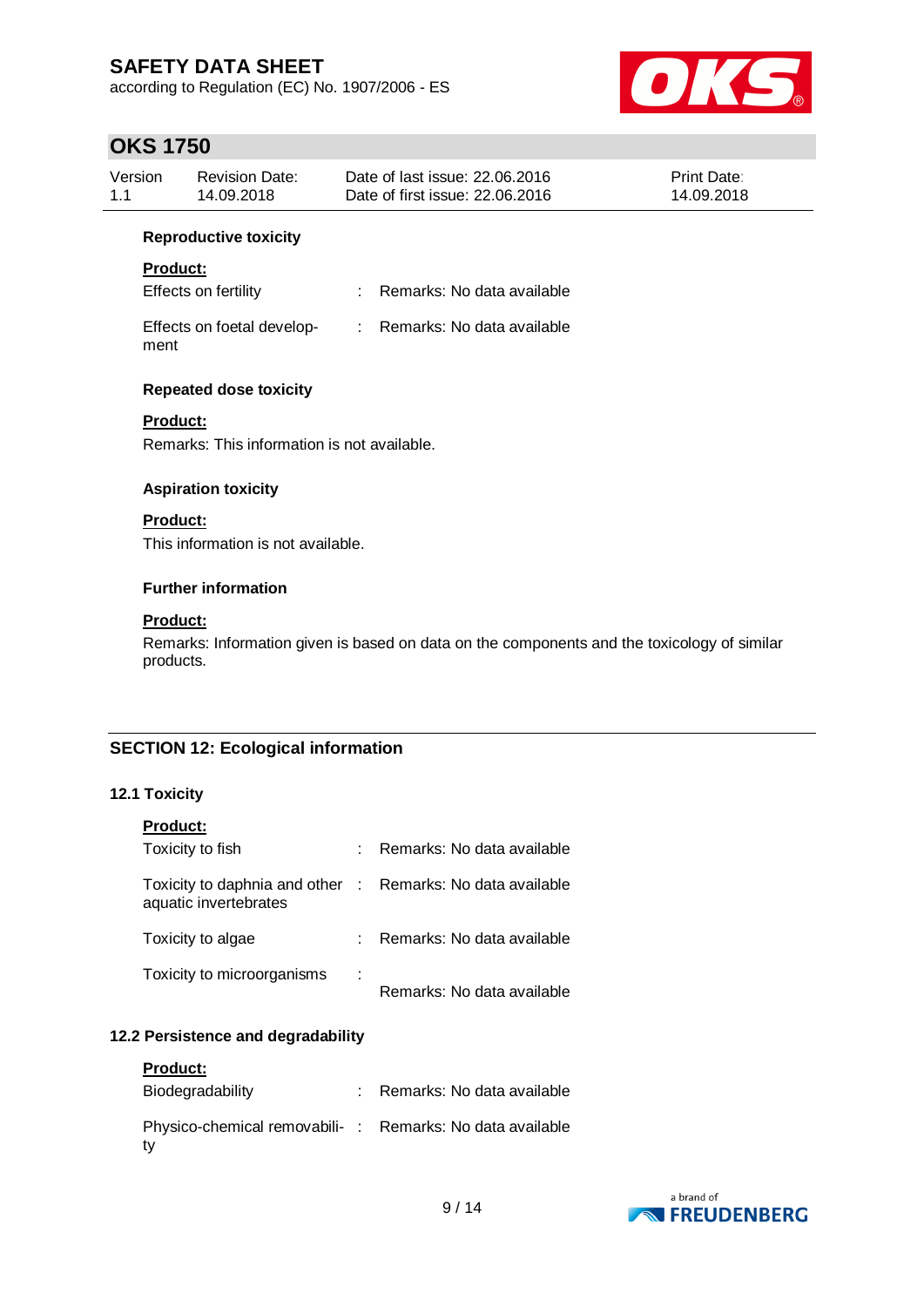**Reproductive toxicity**

**Product:**

| | | |
|---|---|---|
| Effects on fertility | : | Remarks: No data available |
| Effects on foetal development | : | Remarks: No data available |

**Repeated dose toxicity**

**Product:**

Remarks: This information is not available.

**Aspiration toxicity**

**Product:**

This information is not available.

**Further information**

**Product:**

Remarks: Information given is based on data on the components and the toxicology of similar products.

## SECTION 12: Ecological information

### 12.1 Toxicity

**Product:**

| | | |
|---|---|---|
| Toxicity to fish | : | Remarks: No data available |
| Toxicity to daphnia and other aquatic invertebrates | : | Remarks: No data available |
| Toxicity to algae | : | Remarks: No data available |
| Toxicity to microorganisms | : | Remarks: No data available |

### 12.2 Persistence and degradability

**Product:**

| | | |
|---|---|---|
| Biodegradability | : | Remarks: No data available |
| Physico-chemical removability | : | Remarks: No data available |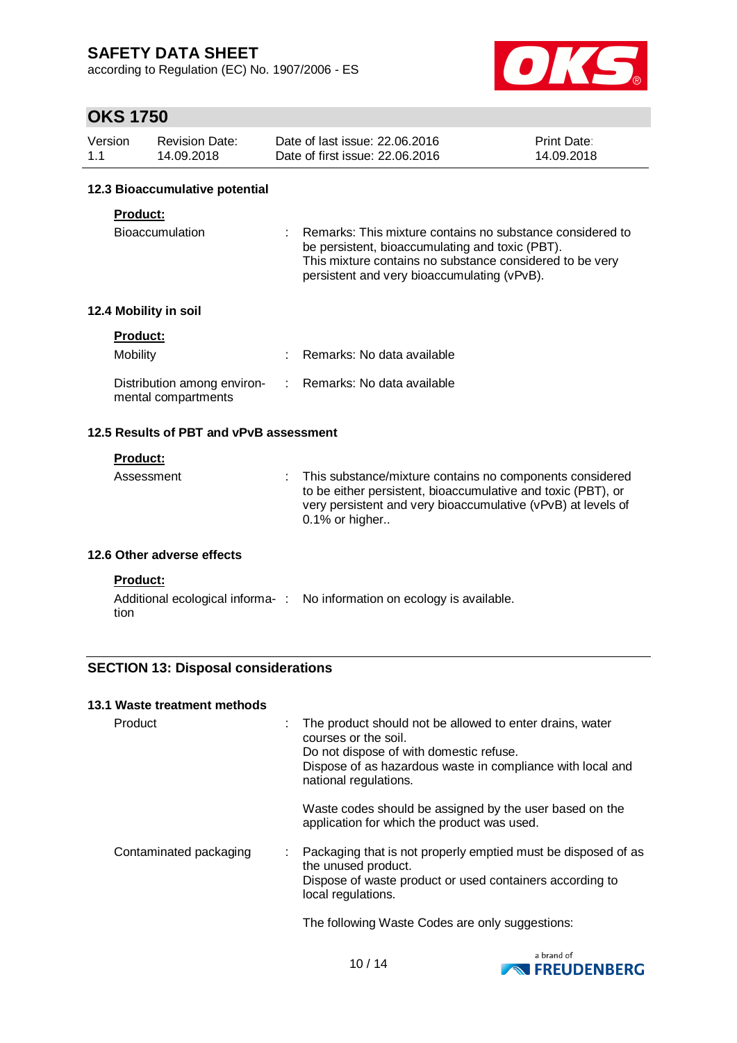### 12.3 Bioaccumulative potential

**Product:**

| | | |
|---|---|---|
| Bioaccumulation | : | Remarks: This mixture contains no substance considered to be persistent, bioaccumulating and toxic (PBT). This mixture contains no substance considered to be very persistent and very bioaccumulating (vPvB). |

### 12.4 Mobility in soil

**Product:**

| | | |
|---|---|---|
| Mobility | : | Remarks: No data available |
| Distribution among environmental compartments | : | Remarks: No data available |

### 12.5 Results of PBT and vPvB assessment

**Product:**

| | | |
|---|---|---|
| Assessment | : | This substance/mixture contains no components considered to be either persistent, bioaccumulative and toxic (PBT), or very persistent and very bioaccumulative (vPvB) at levels of 0.1% or higher.. |

### 12.6 Other adverse effects

**Product:**

| | | |
|---|---|---|
| Additional ecological information | : | No information on ecology is available. |

## SECTION 13: Disposal considerations

### 13.1 Waste treatment methods

| | | |
|---|---|---|
| Product | : | The product should not be allowed to enter drains, water courses or the soil.<br>Do not dispose of with domestic refuse.<br>Dispose of as hazardous waste in compliance with local and national regulations.<br><br>Waste codes should be assigned by the user based on the application for which the product was used. |
| Contaminated packaging | : | Packaging that is not properly emptied must be disposed of as the unused product.<br>Dispose of waste product or used containers according to local regulations.<br><br>The following Waste Codes are only suggestions: |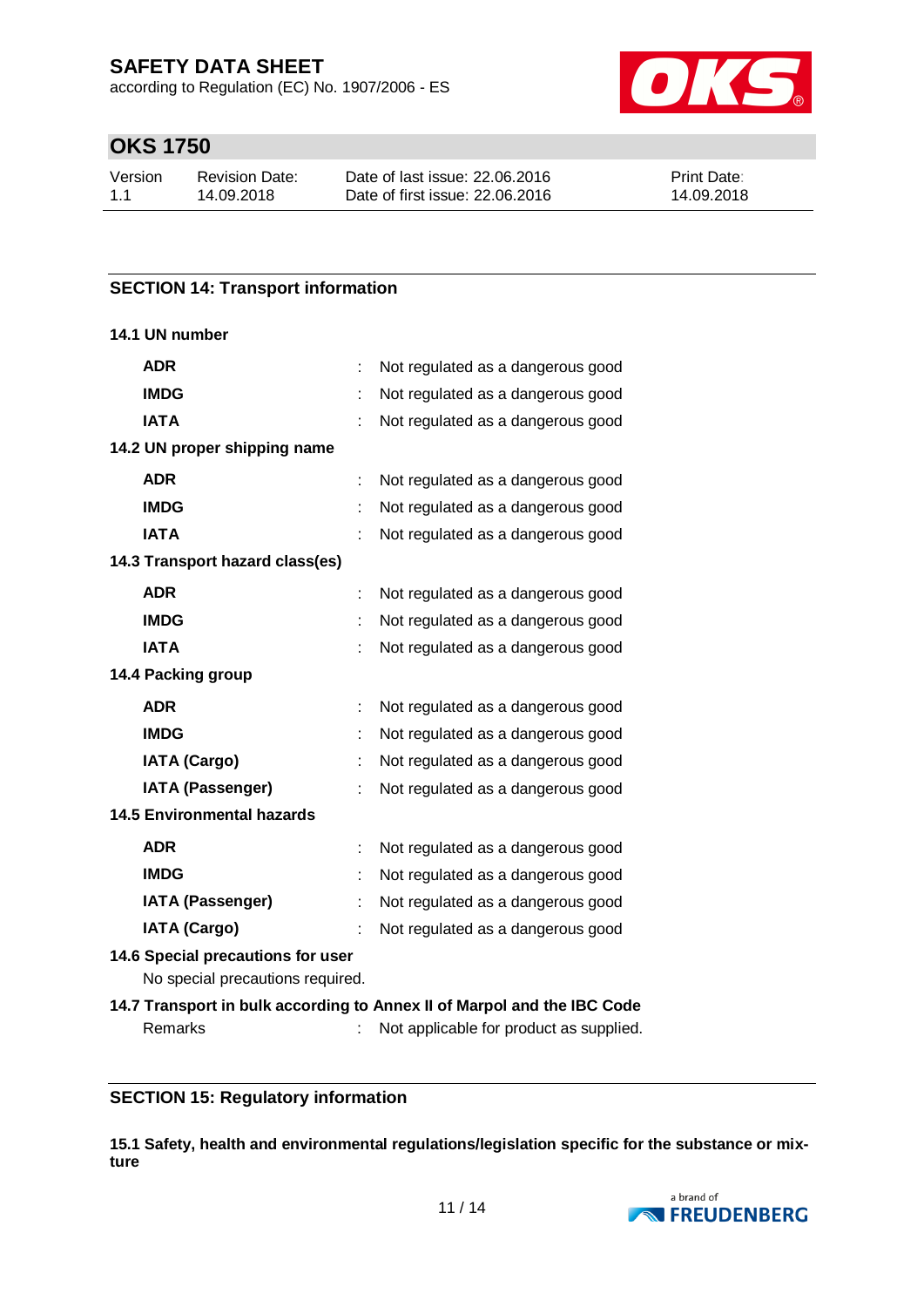## SECTION 14: Transport information

**14.1 UN number**

| | | |
|---|---|---|
| **ADR** | : | Not regulated as a dangerous good |
| **IMDG** | : | Not regulated as a dangerous good |
| **IATA** | : | Not regulated as a dangerous good |

**14.2 UN proper shipping name**

| | | |
|---|---|---|
| **ADR** | : | Not regulated as a dangerous good |
| **IMDG** | : | Not regulated as a dangerous good |
| **IATA** | : | Not regulated as a dangerous good |

**14.3 Transport hazard class(es)**

| | | |
|---|---|---|
| **ADR** | : | Not regulated as a dangerous good |
| **IMDG** | : | Not regulated as a dangerous good |
| **IATA** | : | Not regulated as a dangerous good |

**14.4 Packing group**

| | | |
|---|---|---|
| **ADR** | : | Not regulated as a dangerous good |
| **IMDG** | : | Not regulated as a dangerous good |
| **IATA (Cargo)** | : | Not regulated as a dangerous good |
| **IATA (Passenger)** | : | Not regulated as a dangerous good |

**14.5 Environmental hazards**

| | | |
|---|---|---|
| **ADR** | : | Not regulated as a dangerous good |
| **IMDG** | : | Not regulated as a dangerous good |
| **IATA (Passenger)** | : | Not regulated as a dangerous good |
| **IATA (Cargo)** | : | Not regulated as a dangerous good |

**14.6 Special precautions for user**

No special precautions required.

**14.7 Transport in bulk according to Annex II of Marpol and the IBC Code**

Remarks : Not applicable for product as supplied.

## SECTION 15: Regulatory information

**15.1 Safety, health and environmental regulations/legislation specific for the substance or mixture**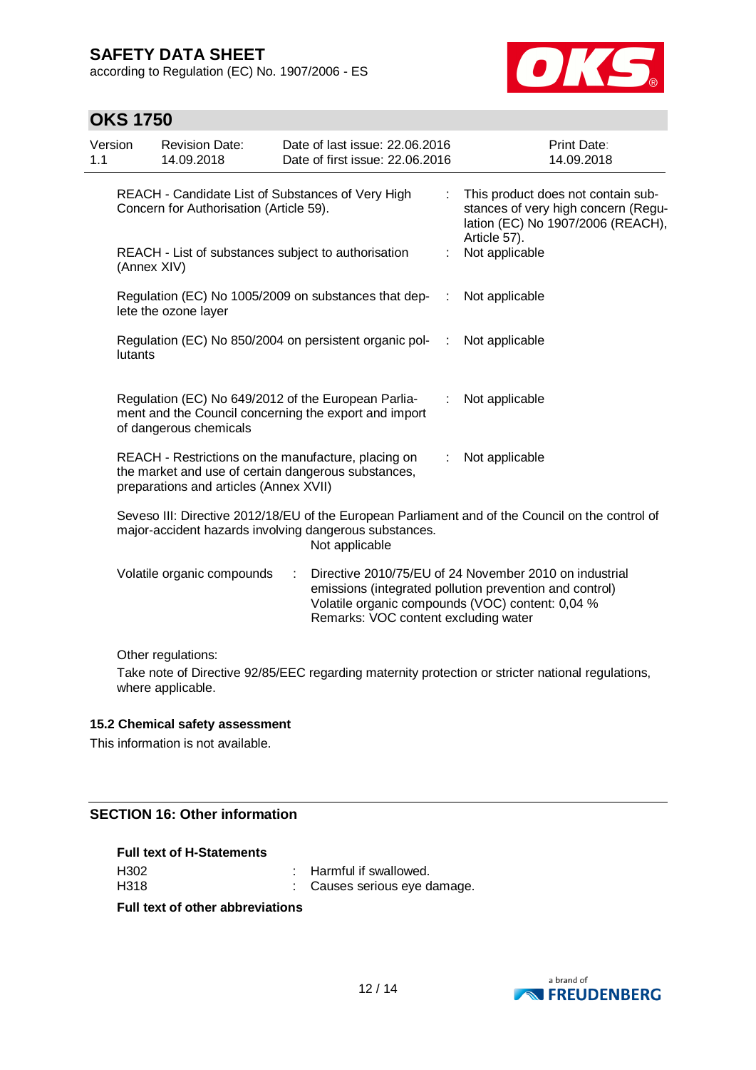| | | |
|---|---|---|
| REACH - Candidate List of Substances of Very High Concern for Authorisation (Article 59). | : | This product does not contain substances of very high concern (Regulation (EC) No 1907/2006 (REACH), Article 57). |
| REACH - List of substances subject to authorisation (Annex XIV) | : | Not applicable |
| Regulation (EC) No 1005/2009 on substances that deplete the ozone layer | : | Not applicable |
| Regulation (EC) No 850/2004 on persistent organic pollutants | : | Not applicable |
| Regulation (EC) No 649/2012 of the European Parliament and the Council concerning the export and import of dangerous chemicals | : | Not applicable |
| REACH - Restrictions on the manufacture, placing on the market and use of certain dangerous substances, preparations and articles (Annex XVII) | : | Not applicable |

Seveso III: Directive 2012/18/EU of the European Parliament and of the Council on the control of major-accident hazards involving dangerous substances.
Not applicable

Volatile organic compounds : Directive 2010/75/EU of 24 November 2010 on industrial emissions (integrated pollution prevention and control)
Volatile organic compounds (VOC) content: 0,04 %
Remarks: VOC content excluding water

Other regulations:

Take note of Directive 92/85/EEC regarding maternity protection or stricter national regulations, where applicable.

### 15.2 Chemical safety assessment

This information is not available.

## SECTION 16: Other information

**Full text of H-Statements**

| | | |
|---|---|---|
| H302 | : | Harmful if swallowed. |
| H318 | : | Causes serious eye damage. |

**Full text of other abbreviations**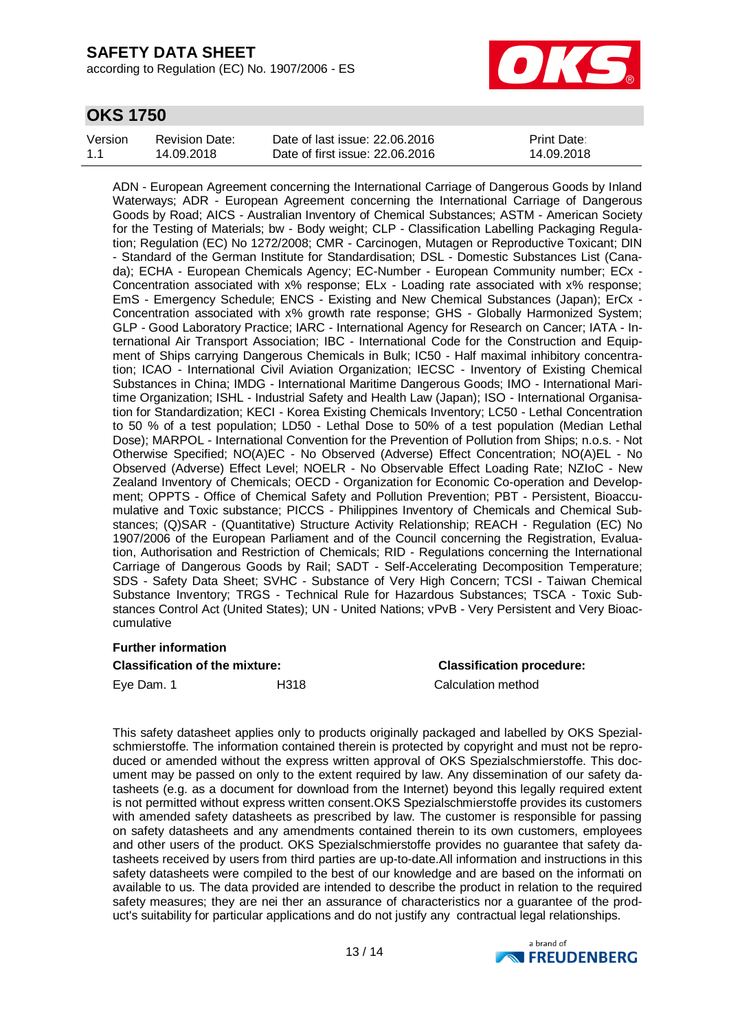ADN - European Agreement concerning the International Carriage of Dangerous Goods by Inland Waterways; ADR - European Agreement concerning the International Carriage of Dangerous Goods by Road; AICS - Australian Inventory of Chemical Substances; ASTM - American Society for the Testing of Materials; bw - Body weight; CLP - Classification Labelling Packaging Regulation; Regulation (EC) No 1272/2008; CMR - Carcinogen, Mutagen or Reproductive Toxicant; DIN - Standard of the German Institute for Standardisation; DSL - Domestic Substances List (Canada); ECHA - European Chemicals Agency; EC-Number - European Community number; ECx - Concentration associated with x% response; ELx - Loading rate associated with x% response; EmS - Emergency Schedule; ENCS - Existing and New Chemical Substances (Japan); ErCx - Concentration associated with x% growth rate response; GHS - Globally Harmonized System; GLP - Good Laboratory Practice; IARC - International Agency for Research on Cancer; IATA - International Air Transport Association; IBC - International Code for the Construction and Equipment of Ships carrying Dangerous Chemicals in Bulk; IC50 - Half maximal inhibitory concentration; ICAO - International Civil Aviation Organization; IECSC - Inventory of Existing Chemical Substances in China; IMDG - International Maritime Dangerous Goods; IMO - International Maritime Organization; ISHL - Industrial Safety and Health Law (Japan); ISO - International Organisation for Standardization; KECI - Korea Existing Chemicals Inventory; LC50 - Lethal Concentration to 50 % of a test population; LD50 - Lethal Dose to 50% of a test population (Median Lethal Dose); MARPOL - International Convention for the Prevention of Pollution from Ships; n.o.s. - Not Otherwise Specified; NO(A)EC - No Observed (Adverse) Effect Concentration; NO(A)EL - No Observed (Adverse) Effect Level; NOELR - No Observable Effect Loading Rate; NZIoC - New Zealand Inventory of Chemicals; OECD - Organization for Economic Co-operation and Development; OPPTS - Office of Chemical Safety and Pollution Prevention; PBT - Persistent, Bioaccumulative and Toxic substance; PICCS - Philippines Inventory of Chemicals and Chemical Substances; (Q)SAR - (Quantitative) Structure Activity Relationship; REACH - Regulation (EC) No 1907/2006 of the European Parliament and of the Council concerning the Registration, Evaluation, Authorisation and Restriction of Chemicals; RID - Regulations concerning the International Carriage of Dangerous Goods by Rail; SADT - Self-Accelerating Decomposition Temperature; SDS - Safety Data Sheet; SVHC - Substance of Very High Concern; TCSI - Taiwan Chemical Substance Inventory; TRGS - Technical Rule for Hazardous Substances; TSCA - Toxic Substances Control Act (United States); UN - United Nations; vPvB - Very Persistent and Very Bioaccumulative

**Further information**

| **Classification of the mixture:** | | **Classification procedure:** |
|---|---|---|
| Eye Dam. 1 | H318 | Calculation method |

This safety datasheet applies only to products originally packaged and labelled by OKS Spezialschmierstoffe. The information contained therein is protected by copyright and must not be reproduced or amended without the express written approval of OKS Spezialschmierstoffe. This document may be passed on only to the extent required by law. Any dissemination of our safety datasheets (e.g. as a document for download from the Internet) beyond this legally required extent is not permitted without express written consent.OKS Spezialschmierstoffe provides its customers with amended safety datasheets as prescribed by law. The customer is responsible for passing on safety datasheets and any amendments contained therein to its own customers, employees and other users of the product. OKS Spezialschmierstoffe provides no guarantee that safety datasheets received by users from third parties are up-to-date.All information and instructions in this safety datasheets were compiled to the best of our knowledge and are based on the informati on available to us. The data provided are intended to describe the product in relation to the required safety measures; they are nei ther an assurance of characteristics nor a guarantee of the product's suitability for particular applications and do not justify any contractual legal relationships.